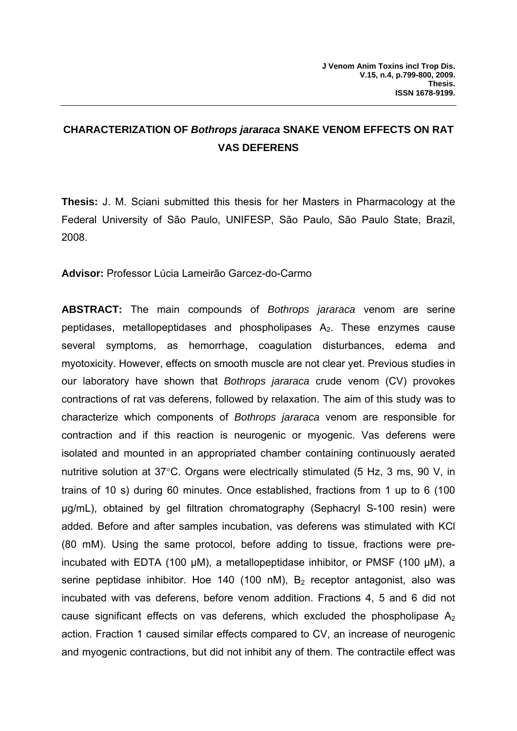# CHARACTERIZATION OF *Bothrops jararaca* SNAKE VENOM EFFECTS ON RAT VAS DEFERENS

**Thesis:** J. M. Sciani submitted this thesis for her Masters in Pharmacology at the Federal University of São Paulo, UNIFESP, São Paulo, São Paulo State, Brazil, 2008.

**Advisor:** Professor Lúcia Lameirão Garcez-do-Carmo

**ABSTRACT:** The main compounds of *Bothrops jararaca* venom are serine peptidases, metallopeptidases and phospholipases $A_2$. These enzymes cause several symptoms, as hemorrhage, coagulation disturbances, edema and myotoxicity. However, effects on smooth muscle are not clear yet. Previous studies in our laboratory have shown that *Bothrops jararaca* crude venom (CV) provokes contractions of rat vas deferens, followed by relaxation. The aim of this study was to characterize which components of *Bothrops jararaca* venom are responsible for contraction and if this reaction is neurogenic or myogenic. Vas deferens were isolated and mounted in an appropriated chamber containing continuously aerated nutritive solution at 37°C. Organs were electrically stimulated (5 Hz, 3 ms, 90 V, in trains of 10 s) during 60 minutes. Once established, fractions from 1 up to 6 (100 μg/mL), obtained by gel filtration chromatography (Sephacryl S-100 resin) were added. Before and after samples incubation, vas deferens was stimulated with KCl (80 mM). Using the same protocol, before adding to tissue, fractions were pre-incubated with EDTA (100 μM), a metallopeptidase inhibitor, or PMSF (100 μM), a serine peptidase inhibitor. Hoe 140 (100 nM), $B_2$ receptor antagonist, also was incubated with vas deferens, before venom addition. Fractions 4, 5 and 6 did not cause significant effects on vas deferens, which excluded the phospholipase $A_2$ action. Fraction 1 caused similar effects compared to CV, an increase of neurogenic and myogenic contractions, but did not inhibit any of them. The contractile effect was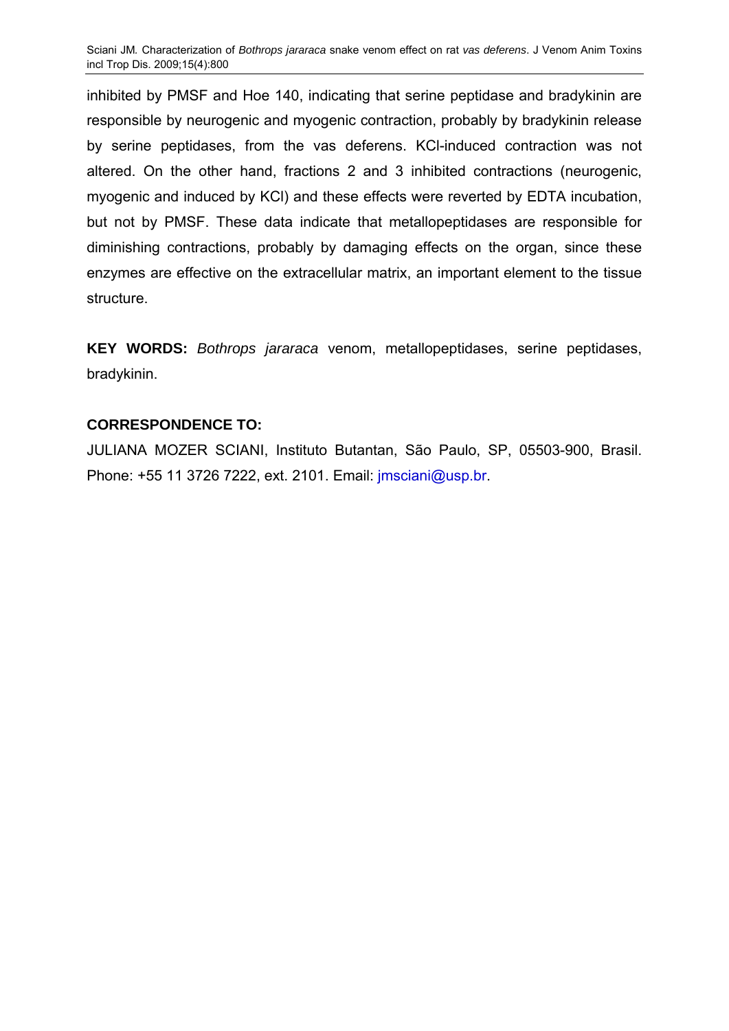inhibited by PMSF and Hoe 140, indicating that serine peptidase and bradykinin are responsible by neurogenic and myogenic contraction, probably by bradykinin release by serine peptidases, from the vas deferens. KCl-induced contraction was not altered. On the other hand, fractions 2 and 3 inhibited contractions (neurogenic, myogenic and induced by KCl) and these effects were reverted by EDTA incubation, but not by PMSF. These data indicate that metallopeptidases are responsible for diminishing contractions, probably by damaging effects on the organ, since these enzymes are effective on the extracellular matrix, an important element to the tissue structure.

**KEY WORDS:** *Bothrops jararaca* venom, metallopeptidases, serine peptidases, bradykinin.

**CORRESPONDENCE TO:**

JULIANA MOZER SCIANI, Instituto Butantan, São Paulo, SP, 05503-900, Brasil. Phone: +55 11 3726 7222, ext. 2101. Email: jmsciani@usp.br.